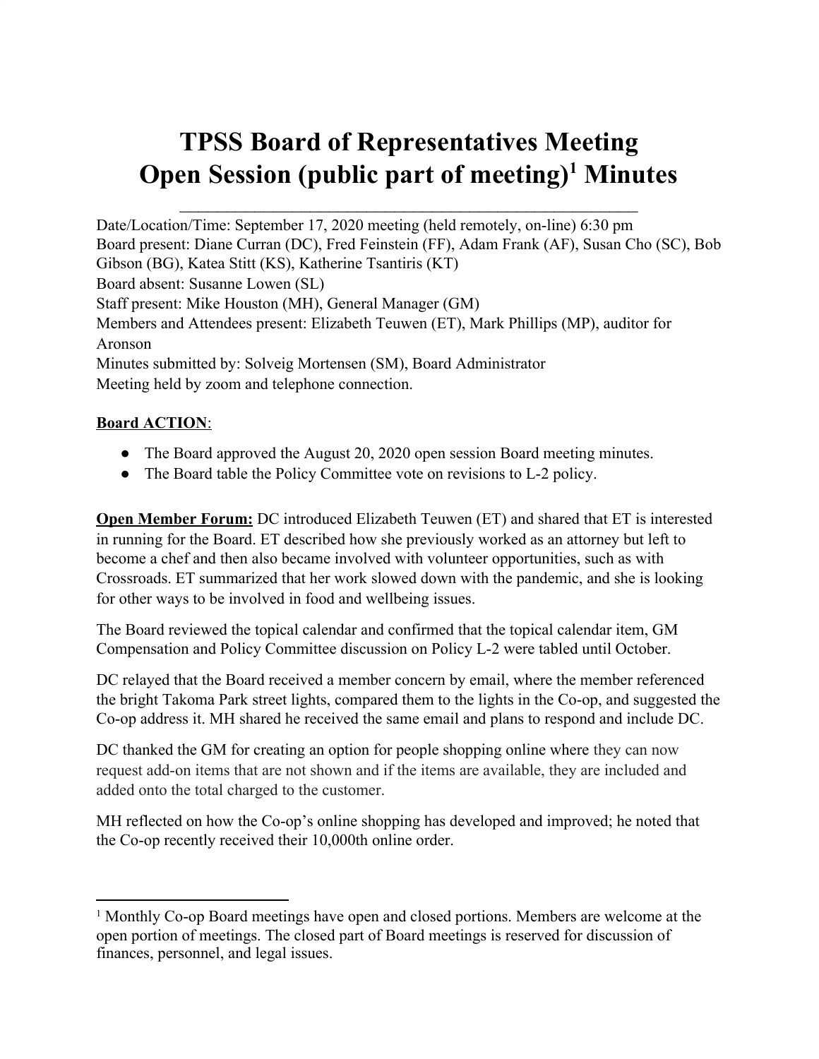# TPSS Board of Representatives Meeting Open Session (public part of meeting)[1] Minutes

Date/Location/Time: September 17, 2020 meeting (held remotely, on-line) 6:30 pm
Board present: Diane Curran (DC), Fred Feinstein (FF), Adam Frank (AF), Susan Cho (SC), Bob Gibson (BG), Katea Stitt (KS), Katherine Tsantiris (KT)
Board absent: Susanne Lowen (SL)
Staff present: Mike Houston (MH), General Manager (GM)
Members and Attendees present: Elizabeth Teuwen (ET), Mark Phillips (MP), auditor for Aronson
Minutes submitted by: Solveig Mortensen (SM), Board Administrator
Meeting held by zoom and telephone connection.

**Board ACTION**:

- The Board approved the August 20, 2020 open session Board meeting minutes.
- The Board table the Policy Committee vote on revisions to L-2 policy.

**Open Member Forum:** DC introduced Elizabeth Teuwen (ET) and shared that ET is interested in running for the Board. ET described how she previously worked as an attorney but left to become a chef and then also became involved with volunteer opportunities, such as with Crossroads. ET summarized that her work slowed down with the pandemic, and she is looking for other ways to be involved in food and wellbeing issues.

The Board reviewed the topical calendar and confirmed that the topical calendar item, GM Compensation and Policy Committee discussion on Policy L-2 were tabled until October.

DC relayed that the Board received a member concern by email, where the member referenced the bright Takoma Park street lights, compared them to the lights in the Co-op, and suggested the Co-op address it. MH shared he received the same email and plans to respond and include DC.

DC thanked the GM for creating an option for people shopping online where they can now request add-on items that are not shown and if the items are available, they are included and added onto the total charged to the customer.

MH reflected on how the Co-op's online shopping has developed and improved; he noted that the Co-op recently received their 10,000th online order.

[1] Monthly Co-op Board meetings have open and closed portions. Members are welcome at the open portion of meetings. The closed part of Board meetings is reserved for discussion of finances, personnel, and legal issues.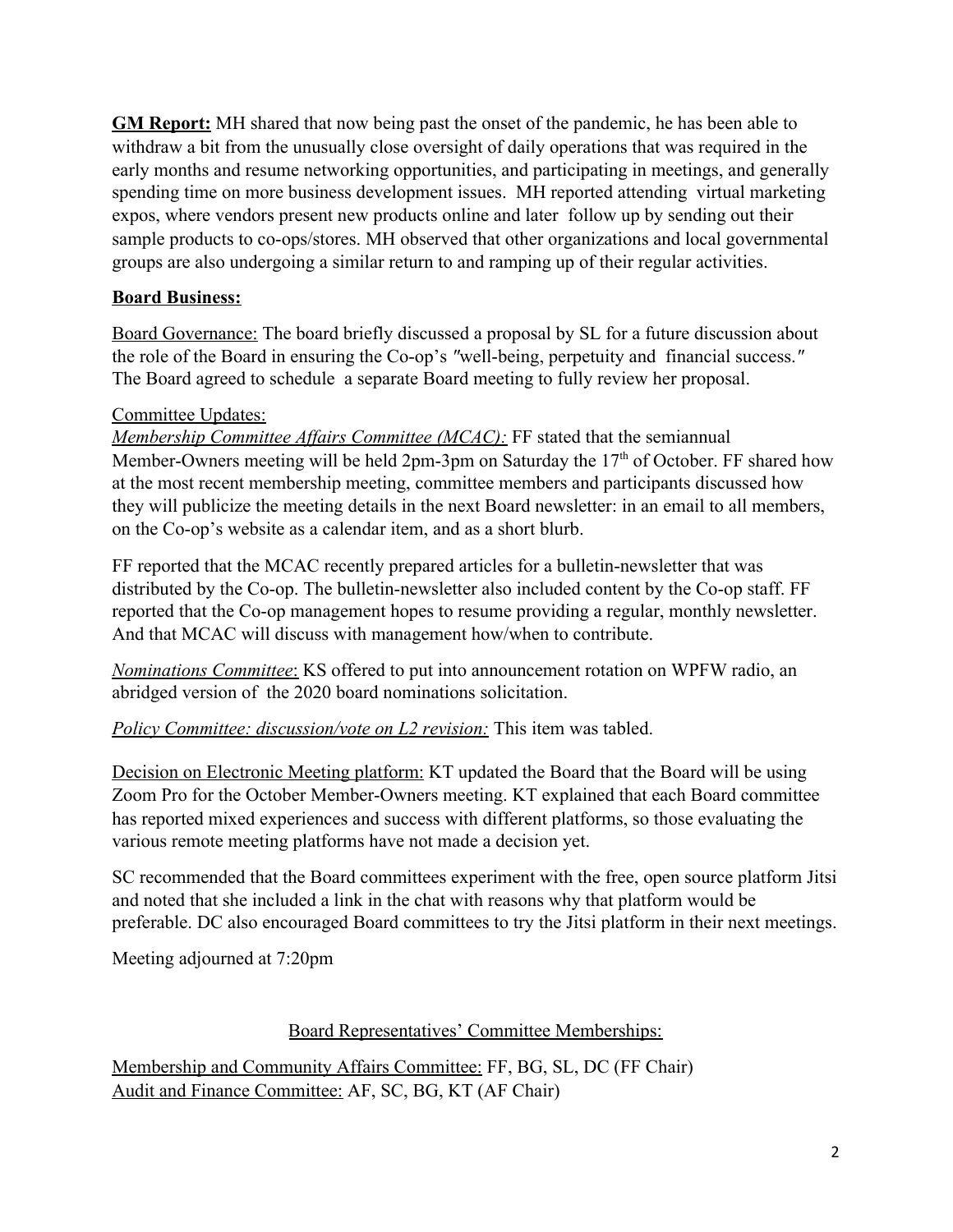**GM Report:** MH shared that now being past the onset of the pandemic, he has been able to withdraw a bit from the unusually close oversight of daily operations that was required in the early months and resume networking opportunities, and participating in meetings, and generally spending time on more business development issues. MH reported attending virtual marketing expos, where vendors present new products online and later follow up by sending out their sample products to co-ops/stores. MH observed that other organizations and local governmental groups are also undergoing a similar return to and ramping up of their regular activities.

**Board Business:**

Board Governance: The board briefly discussed a proposal by SL for a future discussion about the role of the Board in ensuring the Co-op's "well-being, perpetuity and financial success." The Board agreed to schedule a separate Board meeting to fully review her proposal.

Committee Updates:

*Membership Committee Affairs Committee (MCAC):* FF stated that the semiannual Member-Owners meeting will be held 2pm-3pm on Saturday the 17th of October. FF shared how at the most recent membership meeting, committee members and participants discussed how they will publicize the meeting details in the next Board newsletter: in an email to all members, on the Co-op's website as a calendar item, and as a short blurb.

FF reported that the MCAC recently prepared articles for a bulletin-newsletter that was distributed by the Co-op. The bulletin-newsletter also included content by the Co-op staff. FF reported that the Co-op management hopes to resume providing a regular, monthly newsletter. And that MCAC will discuss with management how/when to contribute.

*Nominations Committee*: KS offered to put into announcement rotation on WPFW radio, an abridged version of the 2020 board nominations solicitation.

*Policy Committee: discussion/vote on L2 revision:* This item was tabled.

Decision on Electronic Meeting platform: KT updated the Board that the Board will be using Zoom Pro for the October Member-Owners meeting. KT explained that each Board committee has reported mixed experiences and success with different platforms, so those evaluating the various remote meeting platforms have not made a decision yet.

SC recommended that the Board committees experiment with the free, open source platform Jitsi and noted that she included a link in the chat with reasons why that platform would be preferable. DC also encouraged Board committees to try the Jitsi platform in their next meetings.

Meeting adjourned at 7:20pm

Board Representatives' Committee Memberships:

Membership and Community Affairs Committee: FF, BG, SL, DC (FF Chair)
Audit and Finance Committee: AF, SC, BG, KT (AF Chair)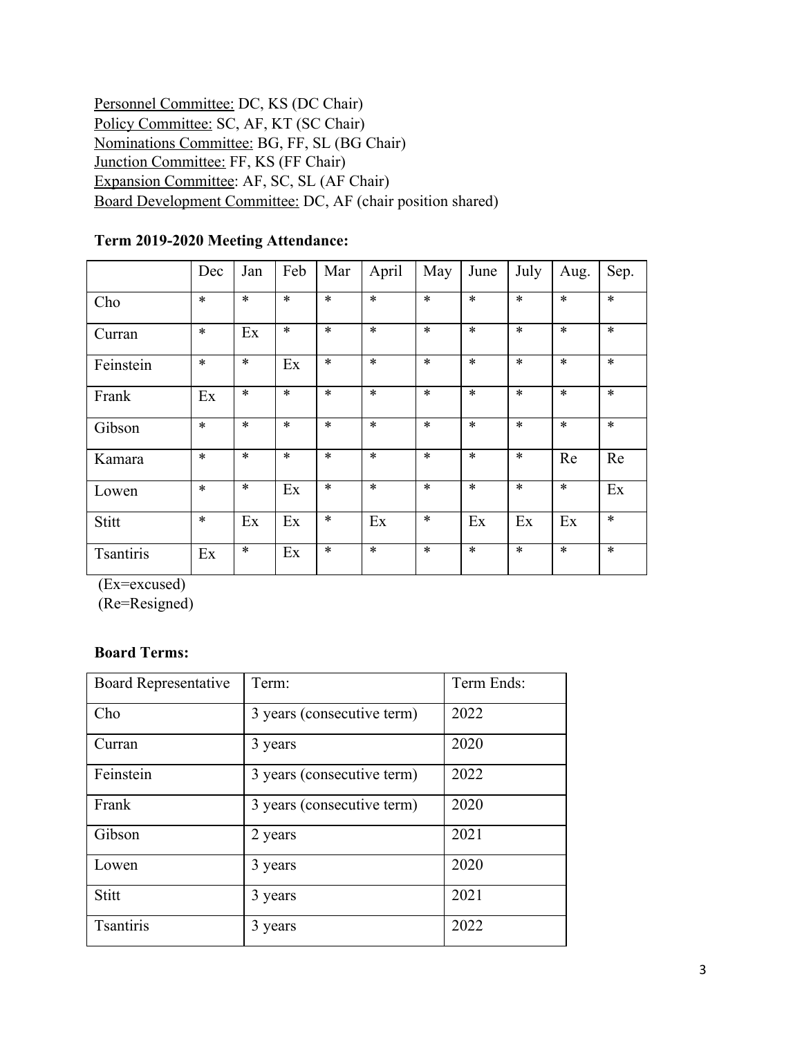Personnel Committee: DC, KS (DC Chair)
Policy Committee: SC, AF, KT (SC Chair)
Nominations Committee: BG, FF, SL (BG Chair)
Junction Committee: FF, KS (FF Chair)
Expansion Committee: AF, SC, SL (AF Chair)
Board Development Committee: DC, AF (chair position shared)

**Term 2019-2020 Meeting Attendance:**

| | Dec | Jan | Feb | Mar | April | May | June | July | Aug. | Sep. |
|---|---|---|---|---|---|---|---|---|---|---|
| Cho | * | * | * | * | * | * | * | * | * | * |
| Curran | * | Ex | * | * | * | * | * | * | * | * |
| Feinstein | * | * | Ex | * | * | * | * | * | * | * |
| Frank | Ex | * | * | * | * | * | * | * | * | * |
| Gibson | * | * | * | * | * | * | * | * | * | * |
| Kamara | * | * | * | * | * | * | * | * | Re | Re |
| Lowen | * | * | Ex | * | * | * | * | * | * | Ex |
| Stitt | * | Ex | Ex | * | Ex | * | Ex | Ex | Ex | * |
| Tsantiris | Ex | * | Ex | * | * | * | * | * | * | * |

(Ex=excused)
(Re=Resigned)

**Board Terms:**

| Board Representative | Term: | Term Ends: |
|---|---|---|
| Cho | 3 years (consecutive term) | 2022 |
| Curran | 3 years | 2020 |
| Feinstein | 3 years (consecutive term) | 2022 |
| Frank | 3 years (consecutive term) | 2020 |
| Gibson | 2 years | 2021 |
| Lowen | 3 years | 2020 |
| Stitt | 3 years | 2021 |
| Tsantiris | 3 years | 2022 |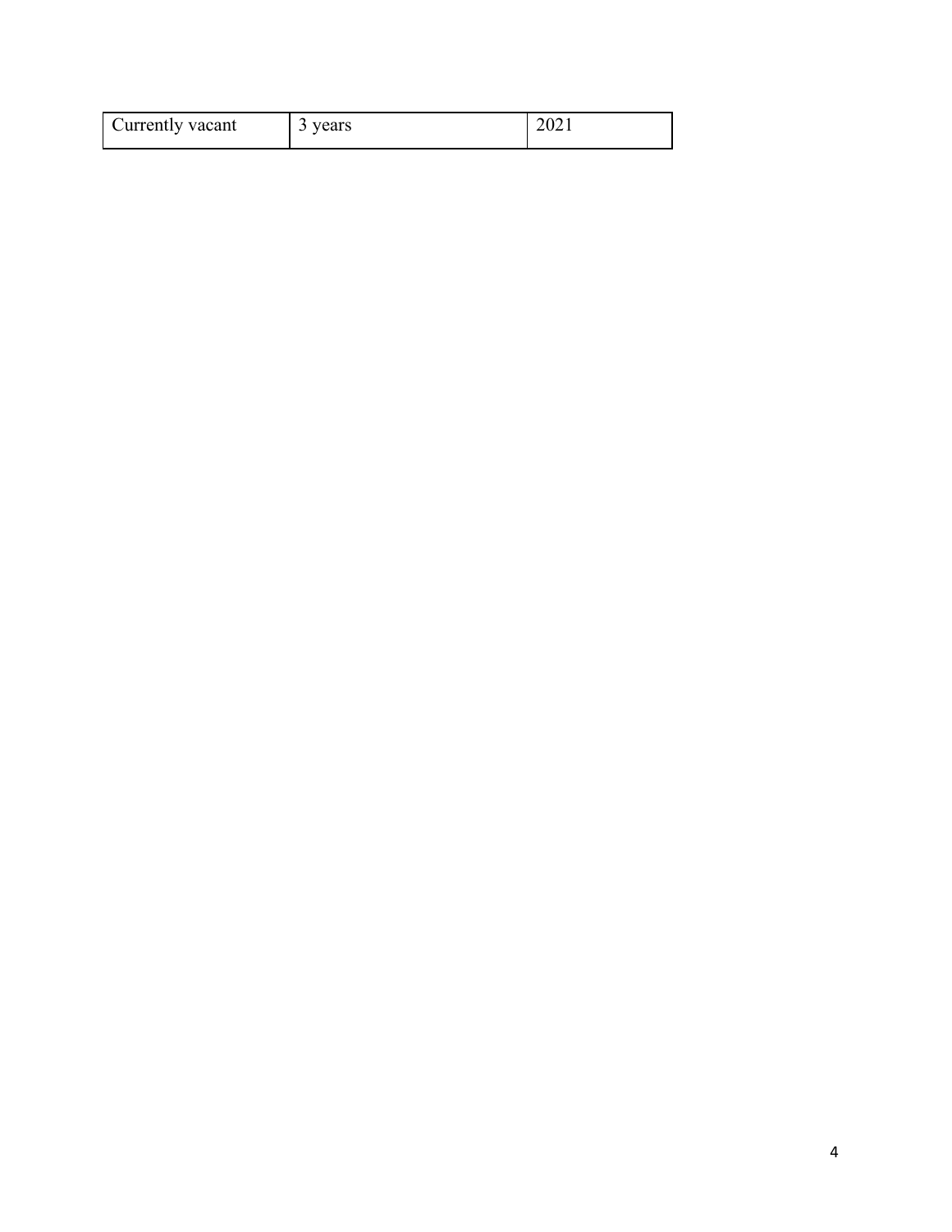| | | |
|---|---|---|
| Currently vacant | 3 years | 2021 |